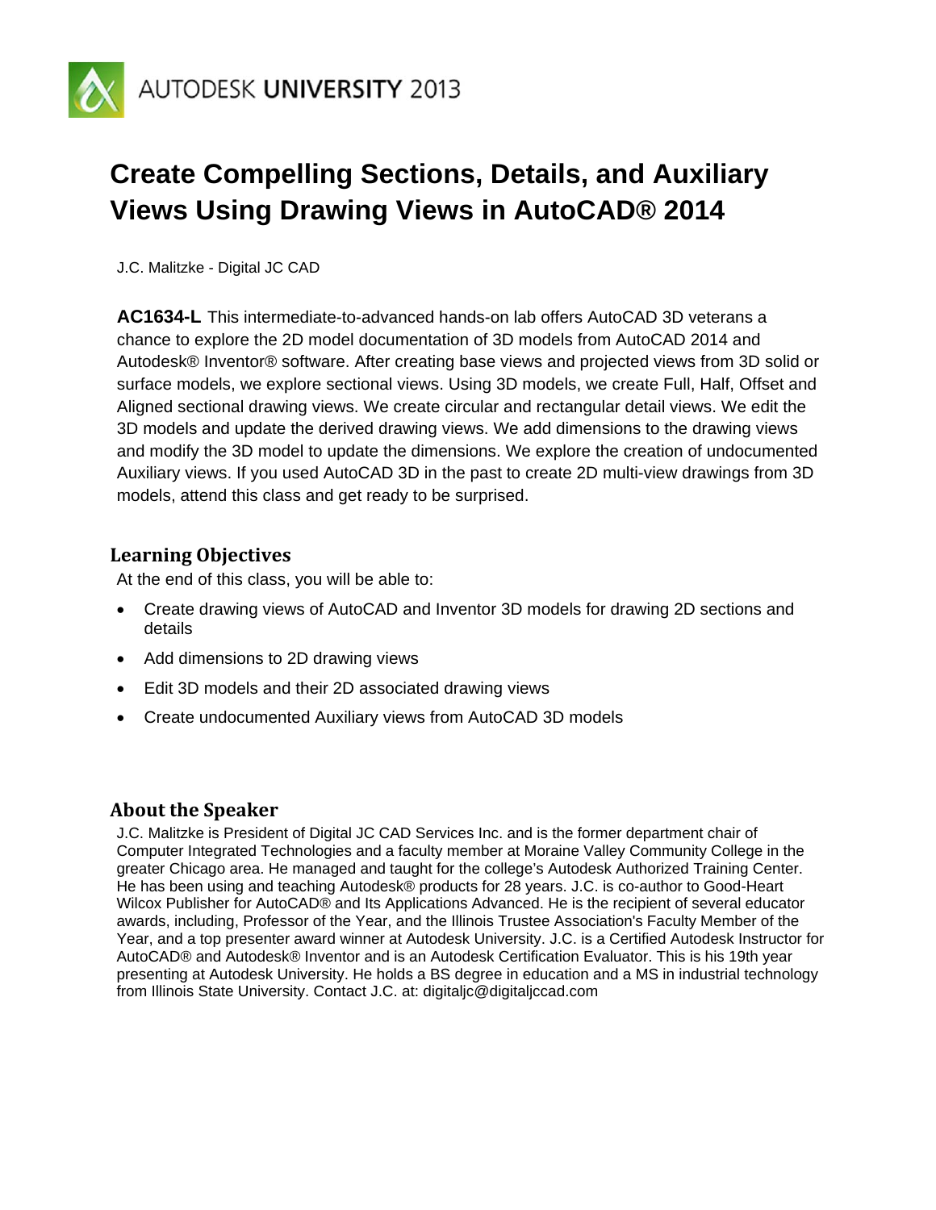AUTODESK UNIVERSITY 2013

# Create Compelling Sections, Details, and Auxiliary Views Using Drawing Views in AutoCAD® 2014

J.C. Malitzke - Digital JC CAD

**AC1634-L** This intermediate-to-advanced hands-on lab offers AutoCAD 3D veterans a chance to explore the 2D model documentation of 3D models from AutoCAD 2014 and Autodesk® Inventor® software. After creating base views and projected views from 3D solid or surface models, we explore sectional views. Using 3D models, we create Full, Half, Offset and Aligned sectional drawing views. We create circular and rectangular detail views. We edit the 3D models and update the derived drawing views. We add dimensions to the drawing views and modify the 3D model to update the dimensions. We explore the creation of undocumented Auxiliary views. If you used AutoCAD 3D in the past to create 2D multi-view drawings from 3D models, attend this class and get ready to be surprised.

## Learning Objectives

At the end of this class, you will be able to:

- Create drawing views of AutoCAD and Inventor 3D models for drawing 2D sections and details
- Add dimensions to 2D drawing views
- Edit 3D models and their 2D associated drawing views
- Create undocumented Auxiliary views from AutoCAD 3D models

## About the Speaker

J.C. Malitzke is President of Digital JC CAD Services Inc. and is the former department chair of Computer Integrated Technologies and a faculty member at Moraine Valley Community College in the greater Chicago area. He managed and taught for the college's Autodesk Authorized Training Center. He has been using and teaching Autodesk® products for 28 years. J.C. is co-author to Good-Heart Wilcox Publisher for AutoCAD® and Its Applications Advanced. He is the recipient of several educator awards, including, Professor of the Year, and the Illinois Trustee Association's Faculty Member of the Year, and a top presenter award winner at Autodesk University. J.C. is a Certified Autodesk Instructor for AutoCAD® and Autodesk® Inventor and is an Autodesk Certification Evaluator. This is his 19th year presenting at Autodesk University. He holds a BS degree in education and a MS in industrial technology from Illinois State University. Contact J.C. at: digitaljc@digitaljccad.com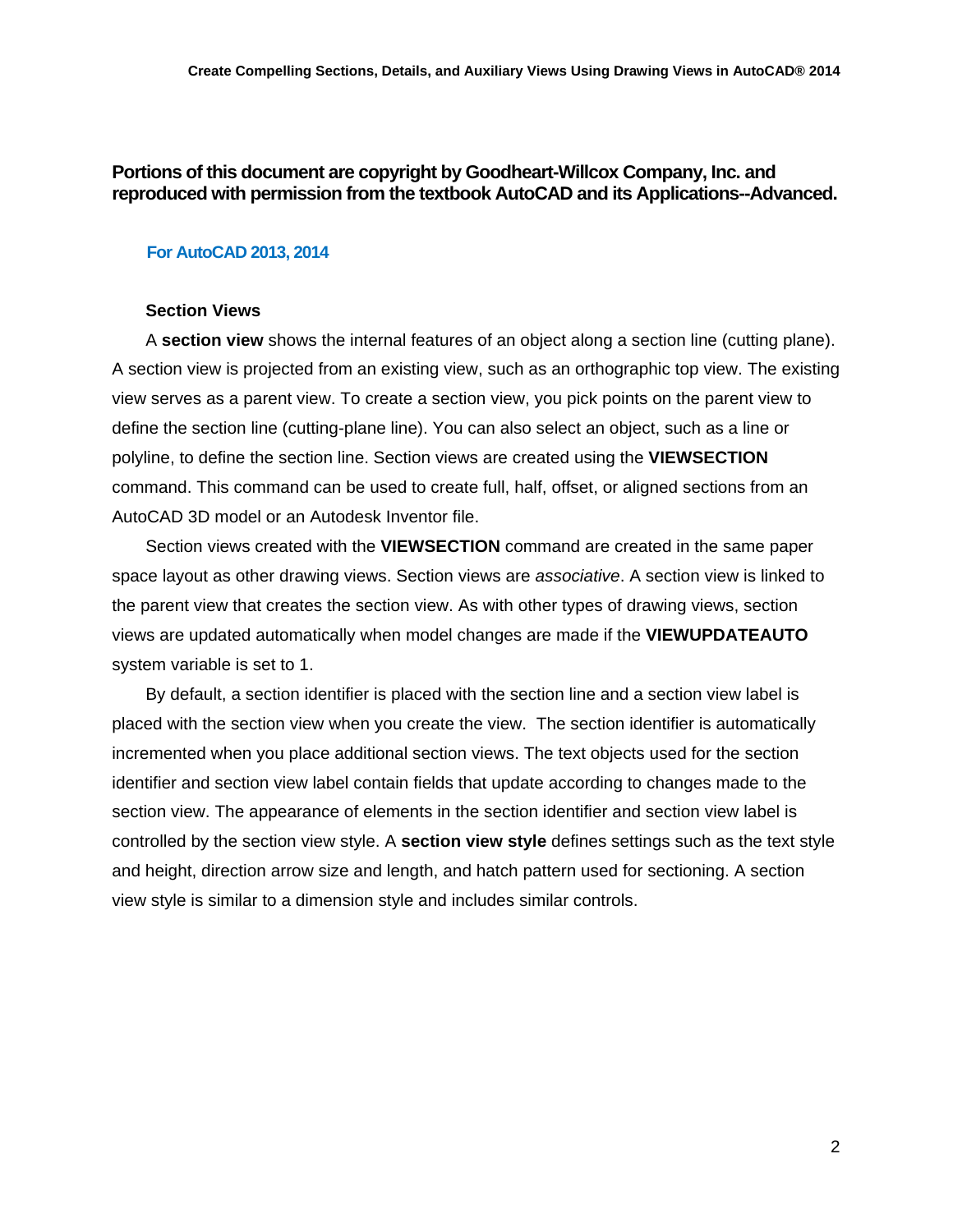**Portions of this document are copyright by Goodheart-Willcox Company, Inc. and reproduced with permission from the textbook AutoCAD and its Applications--Advanced.**

**For AutoCAD 2013, 2014**

## Section Views

A **section view** shows the internal features of an object along a section line (cutting plane). A section view is projected from an existing view, such as an orthographic top view. The existing view serves as a parent view. To create a section view, you pick points on the parent view to define the section line (cutting-plane line). You can also select an object, such as a line or polyline, to define the section line. Section views are created using the **VIEWSECTION** command. This command can be used to create full, half, offset, or aligned sections from an AutoCAD 3D model or an Autodesk Inventor file.

Section views created with the **VIEWSECTION** command are created in the same paper space layout as other drawing views. Section views are *associative*. A section view is linked to the parent view that creates the section view. As with other types of drawing views, section views are updated automatically when model changes are made if the **VIEWUPDATEAUTO** system variable is set to 1.

By default, a section identifier is placed with the section line and a section view label is placed with the section view when you create the view. The section identifier is automatically incremented when you place additional section views. The text objects used for the section identifier and section view label contain fields that update according to changes made to the section view. The appearance of elements in the section identifier and section view label is controlled by the section view style. A **section view style** defines settings such as the text style and height, direction arrow size and length, and hatch pattern used for sectioning. A section view style is similar to a dimension style and includes similar controls.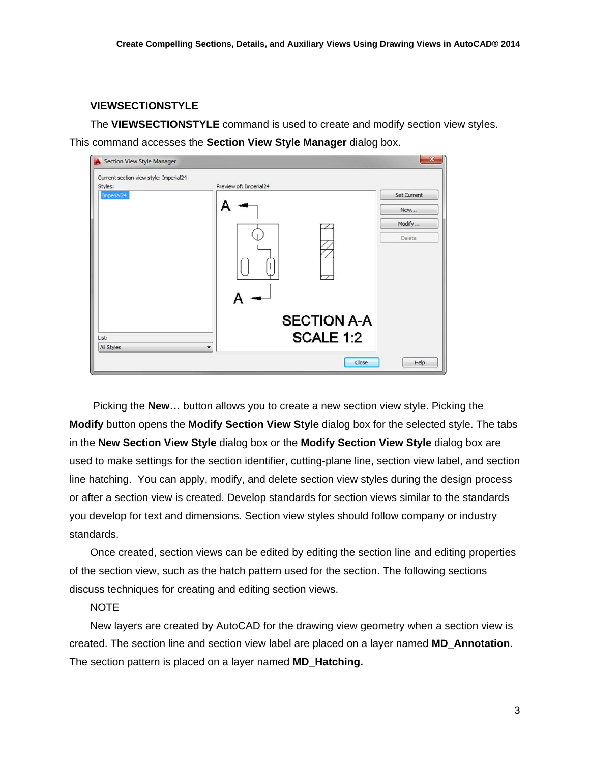### VIEWSECTIONSTYLE

The **VIEWSECTIONSTYLE** command is used to create and modify section view styles. This command accesses the **Section View Style Manager** dialog box.

Picking the **New…** button allows you to create a new section view style. Picking the **Modify** button opens the **Modify Section View Style** dialog box for the selected style. The tabs in the **New Section View Style** dialog box or the **Modify Section View Style** dialog box are used to make settings for the section identifier, cutting-plane line, section view label, and section line hatching. You can apply, modify, and delete section view styles during the design process or after a section view is created. Develop standards for section views similar to the standards you develop for text and dimensions. Section view styles should follow company or industry standards.

Once created, section views can be edited by editing the section line and editing properties of the section view, such as the hatch pattern used for the section. The following sections discuss techniques for creating and editing section views.

NOTE

New layers are created by AutoCAD for the drawing view geometry when a section view is created. The section line and section view label are placed on a layer named **MD_Annotation**. The section pattern is placed on a layer named **MD_Hatching.**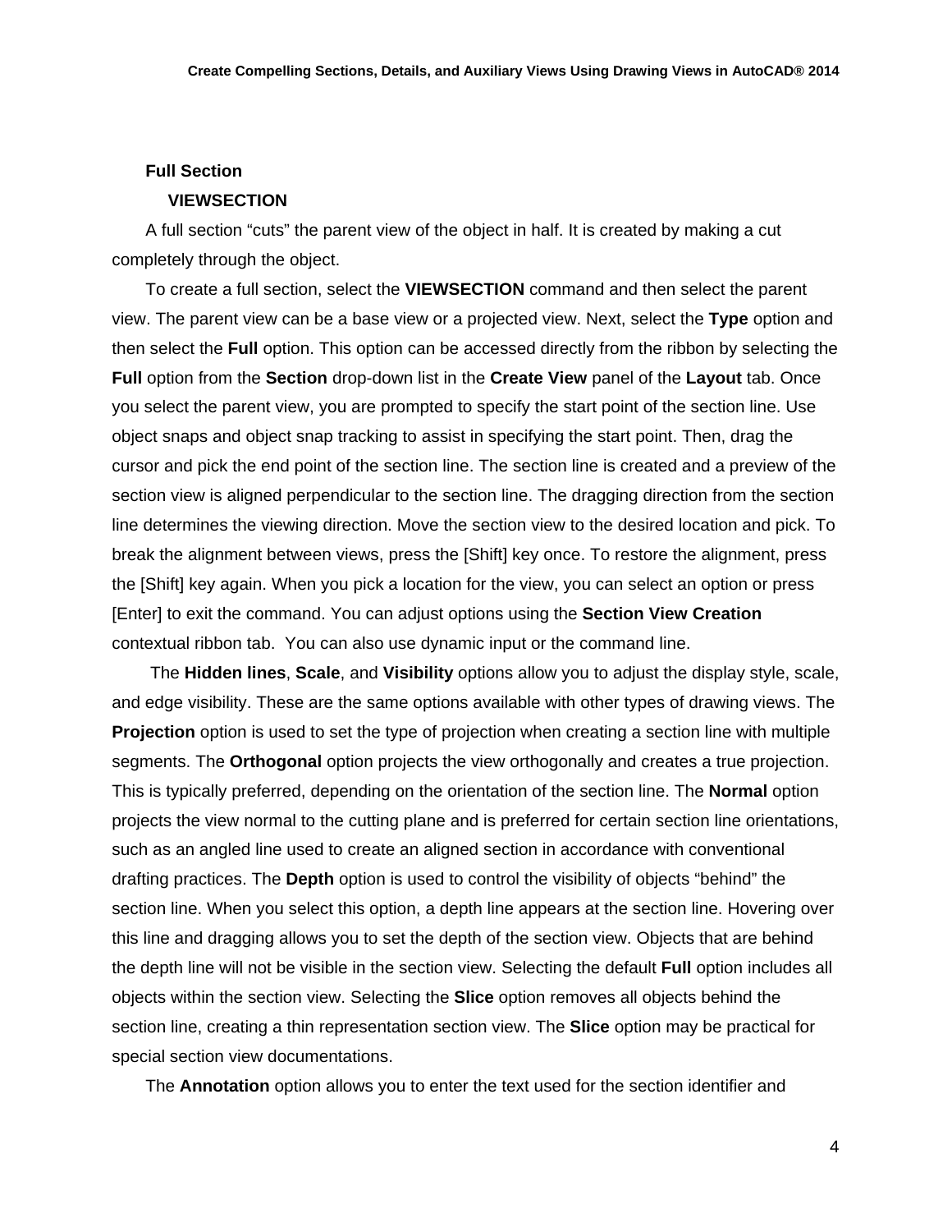### Full Section

#### VIEWSECTION

A full section "cuts" the parent view of the object in half. It is created by making a cut completely through the object.

To create a full section, select the **VIEWSECTION** command and then select the parent view. The parent view can be a base view or a projected view. Next, select the **Type** option and then select the **Full** option. This option can be accessed directly from the ribbon by selecting the **Full** option from the **Section** drop-down list in the **Create View** panel of the **Layout** tab. Once you select the parent view, you are prompted to specify the start point of the section line. Use object snaps and object snap tracking to assist in specifying the start point. Then, drag the cursor and pick the end point of the section line. The section line is created and a preview of the section view is aligned perpendicular to the section line. The dragging direction from the section line determines the viewing direction. Move the section view to the desired location and pick. To break the alignment between views, press the [Shift] key once. To restore the alignment, press the [Shift] key again. When you pick a location for the view, you can select an option or press [Enter] to exit the command. You can adjust options using the **Section View Creation** contextual ribbon tab. You can also use dynamic input or the command line.

The **Hidden lines**, **Scale**, and **Visibility** options allow you to adjust the display style, scale, and edge visibility. These are the same options available with other types of drawing views. The **Projection** option is used to set the type of projection when creating a section line with multiple segments. The **Orthogonal** option projects the view orthogonally and creates a true projection. This is typically preferred, depending on the orientation of the section line. The **Normal** option projects the view normal to the cutting plane and is preferred for certain section line orientations, such as an angled line used to create an aligned section in accordance with conventional drafting practices. The **Depth** option is used to control the visibility of objects "behind" the section line. When you select this option, a depth line appears at the section line. Hovering over this line and dragging allows you to set the depth of the section view. Objects that are behind the depth line will not be visible in the section view. Selecting the default **Full** option includes all objects within the section view. Selecting the **Slice** option removes all objects behind the section line, creating a thin representation section view. The **Slice** option may be practical for special section view documentations.

The **Annotation** option allows you to enter the text used for the section identifier and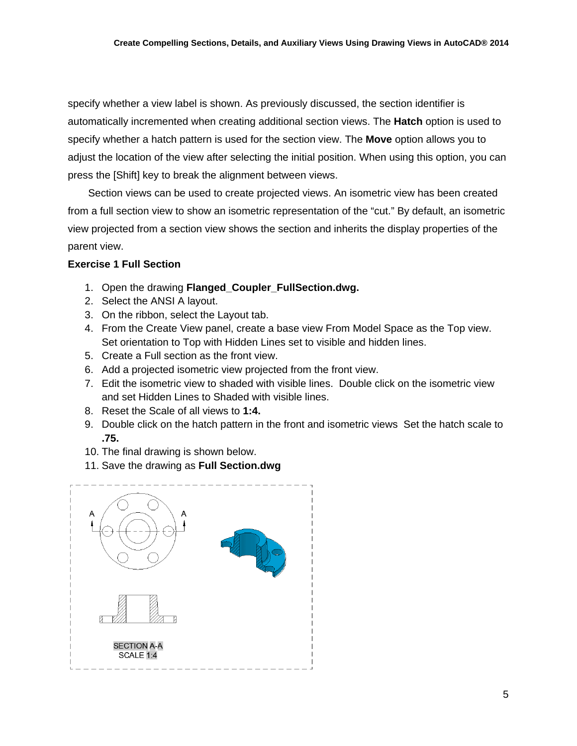specify whether a view label is shown. As previously discussed, the section identifier is automatically incremented when creating additional section views. The **Hatch** option is used to specify whether a hatch pattern is used for the section view. The **Move** option allows you to adjust the location of the view after selecting the initial position. When using this option, you can press the [Shift] key to break the alignment between views.

Section views can be used to create projected views. An isometric view has been created from a full section view to show an isometric representation of the "cut." By default, an isometric view projected from a section view shows the section and inherits the display properties of the parent view.

**Exercise 1 Full Section**

1. Open the drawing **Flanged_Coupler_FullSection.dwg.**
2. Select the ANSI A layout.
3. On the ribbon, select the Layout tab.
4. From the Create View panel, create a base view From Model Space as the Top view. Set orientation to Top with Hidden Lines set to visible and hidden lines.
5. Create a Full section as the front view.
6. Add a projected isometric view projected from the front view.
7. Edit the isometric view to shaded with visible lines. Double click on the isometric view and set Hidden Lines to Shaded with visible lines.
8. Reset the Scale of all views to **1:4.**
9. Double click on the hatch pattern in the front and isometric views Set the hatch scale to **.75.**
10. The final drawing is shown below.
11. Save the drawing as **Full Section.dwg**

A A

SECTION A-A
SCALE 1:4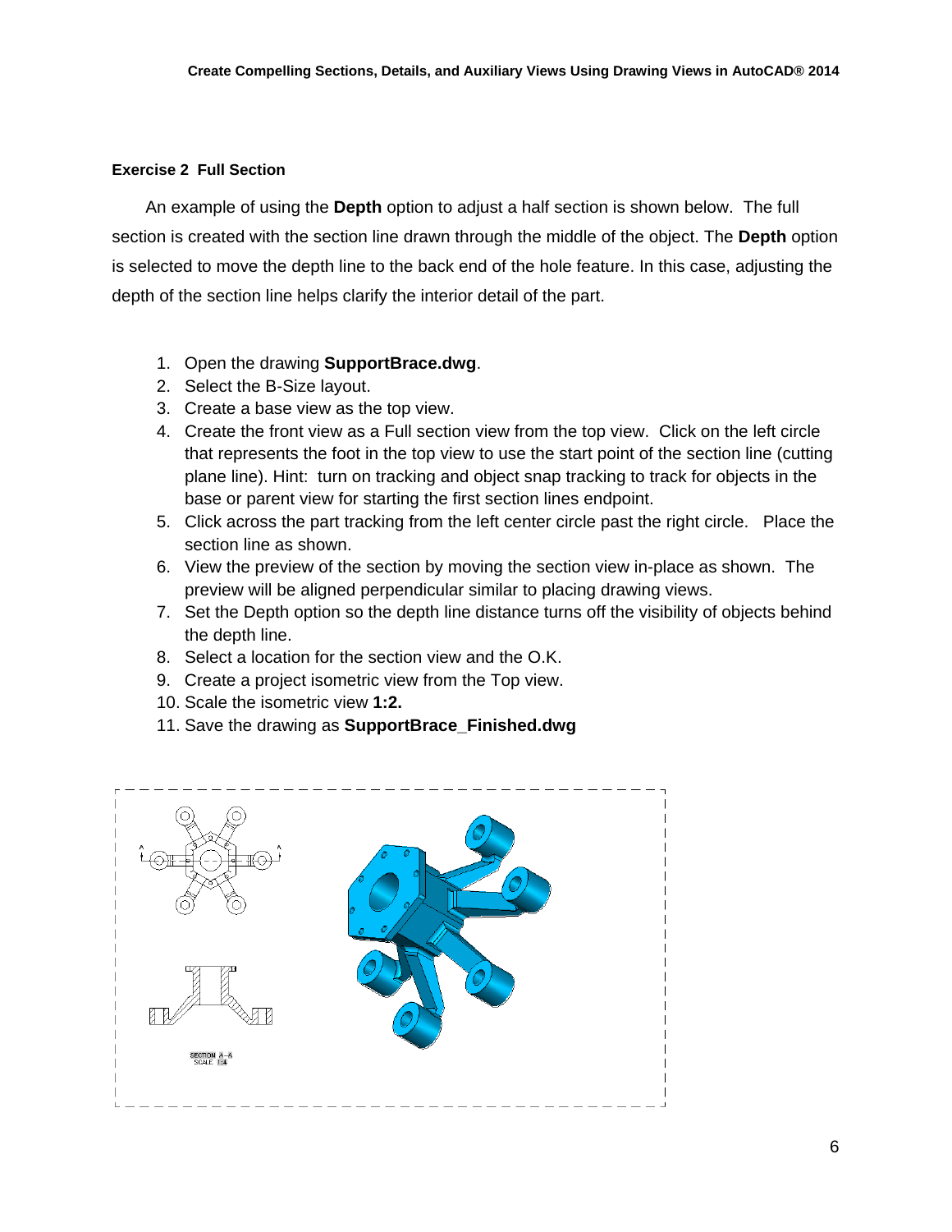### Exercise 2 Full Section

An example of using the **Depth** option to adjust a half section is shown below. The full section is created with the section line drawn through the middle of the object. The **Depth** option is selected to move the depth line to the back end of the hole feature. In this case, adjusting the depth of the section line helps clarify the interior detail of the part.

1. Open the drawing **SupportBrace.dwg**.
2. Select the B-Size layout.
3. Create a base view as the top view.
4. Create the front view as a Full section view from the top view. Click on the left circle that represents the foot in the top view to use the start point of the section line (cutting plane line). Hint: turn on tracking and object snap tracking to track for objects in the base or parent view for starting the first section lines endpoint.
5. Click across the part tracking from the left center circle past the right circle. Place the section line as shown.
6. View the preview of the section by moving the section view in-place as shown. The preview will be aligned perpendicular similar to placing drawing views.
7. Set the Depth option so the depth line distance turns off the visibility of objects behind the depth line.
8. Select a location for the section view and the O.K.
9. Create a project isometric view from the Top view.
10. Scale the isometric view **1:2.**
11. Save the drawing as **SupportBrace_Finished.dwg**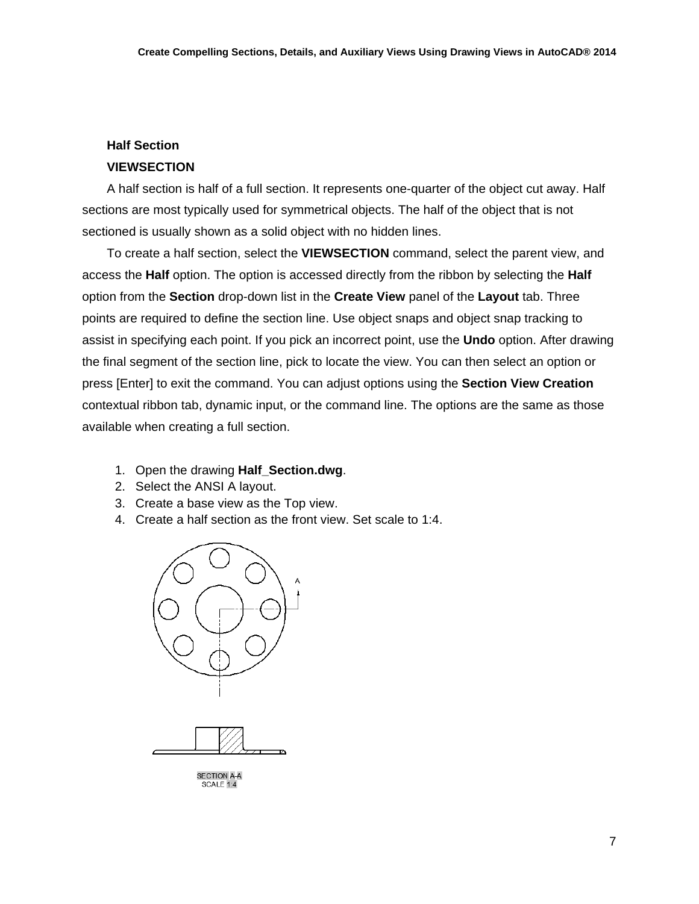### Half Section

**VIEWSECTION**

A half section is half of a full section. It represents one-quarter of the object cut away. Half sections are most typically used for symmetrical objects. The half of the object that is not sectioned is usually shown as a solid object with no hidden lines.

To create a half section, select the **VIEWSECTION** command, select the parent view, and access the **Half** option. The option is accessed directly from the ribbon by selecting the **Half** option from the **Section** drop-down list in the **Create View** panel of the **Layout** tab. Three points are required to define the section line. Use object snaps and object snap tracking to assist in specifying each point. If you pick an incorrect point, use the **Undo** option. After drawing the final segment of the section line, pick to locate the view. You can then select an option or press [Enter] to exit the command. You can adjust options using the **Section View Creation** contextual ribbon tab, dynamic input, or the command line. The options are the same as those available when creating a full section.

1. Open the drawing **Half_Section.dwg**.
2. Select the ANSI A layout.
3. Create a base view as the Top view.
4. Create a half section as the front view. Set scale to 1:4.

SECTION A-A
SCALE 1:4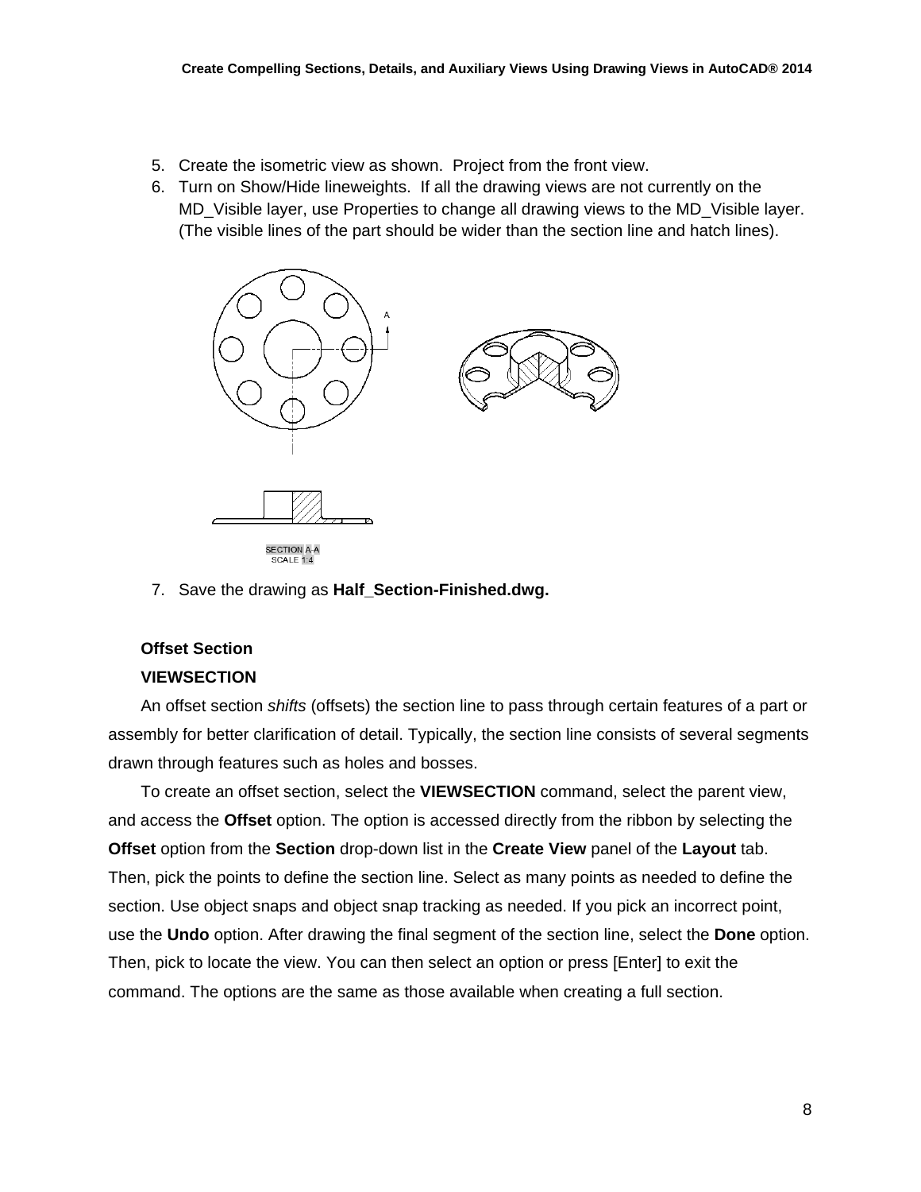5. Create the isometric view as shown. Project from the front view.
6. Turn on Show/Hide lineweights. If all the drawing views are not currently on the MD_Visible layer, use Properties to change all drawing views to the MD_Visible layer. (The visible lines of the part should be wider than the section line and hatch lines).

SECTION A-A
SCALE 1:4

7. Save the drawing as **Half_Section-Finished.dwg.**

**Offset Section**

**VIEWSECTION**

An offset section *shifts* (offsets) the section line to pass through certain features of a part or assembly for better clarification of detail. Typically, the section line consists of several segments drawn through features such as holes and bosses.

To create an offset section, select the **VIEWSECTION** command, select the parent view, and access the **Offset** option. The option is accessed directly from the ribbon by selecting the **Offset** option from the **Section** drop-down list in the **Create View** panel of the **Layout** tab. Then, pick the points to define the section line. Select as many points as needed to define the section. Use object snaps and object snap tracking as needed. If you pick an incorrect point, use the **Undo** option. After drawing the final segment of the section line, select the **Done** option. Then, pick to locate the view. You can then select an option or press [Enter] to exit the command. The options are the same as those available when creating a full section.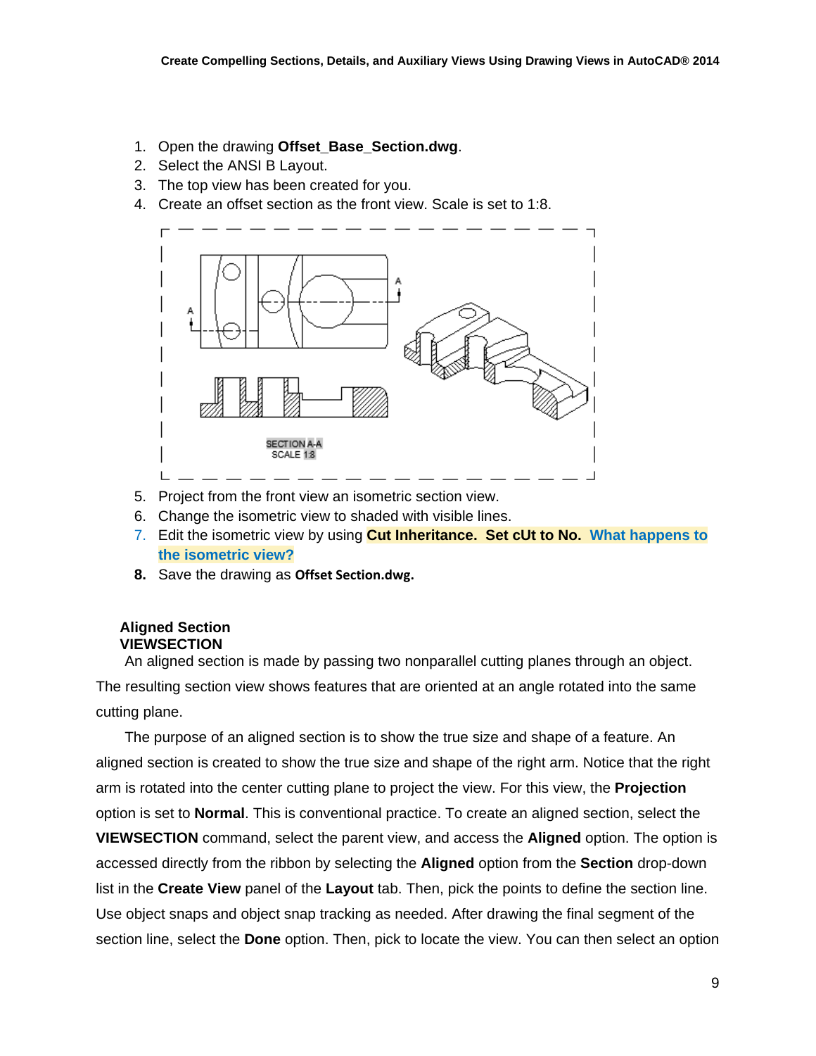1. Open the drawing **Offset_Base_Section.dwg**.
2. Select the ANSI B Layout.
3. The top view has been created for you.
4. Create an offset section as the front view. Scale is set to 1:8.

SECTION A-A
SCALE 1:8

5. Project from the front view an isometric section view.
6. Change the isometric view to shaded with visible lines.
7. Edit the isometric view by using **Cut Inheritance. Set cUt to No. What happens to the isometric view?**
8. Save the drawing as **Offset Section.dwg.**

**Aligned Section**
**VIEWSECTION**

An aligned section is made by passing two nonparallel cutting planes through an object. The resulting section view shows features that are oriented at an angle rotated into the same cutting plane.

The purpose of an aligned section is to show the true size and shape of a feature. An aligned section is created to show the true size and shape of the right arm. Notice that the right arm is rotated into the center cutting plane to project the view. For this view, the **Projection** option is set to **Normal**. This is conventional practice. To create an aligned section, select the **VIEWSECTION** command, select the parent view, and access the **Aligned** option. The option is accessed directly from the ribbon by selecting the **Aligned** option from the **Section** drop-down list in the **Create View** panel of the **Layout** tab. Then, pick the points to define the section line. Use object snaps and object snap tracking as needed. After drawing the final segment of the section line, select the **Done** option. Then, pick to locate the view. You can then select an option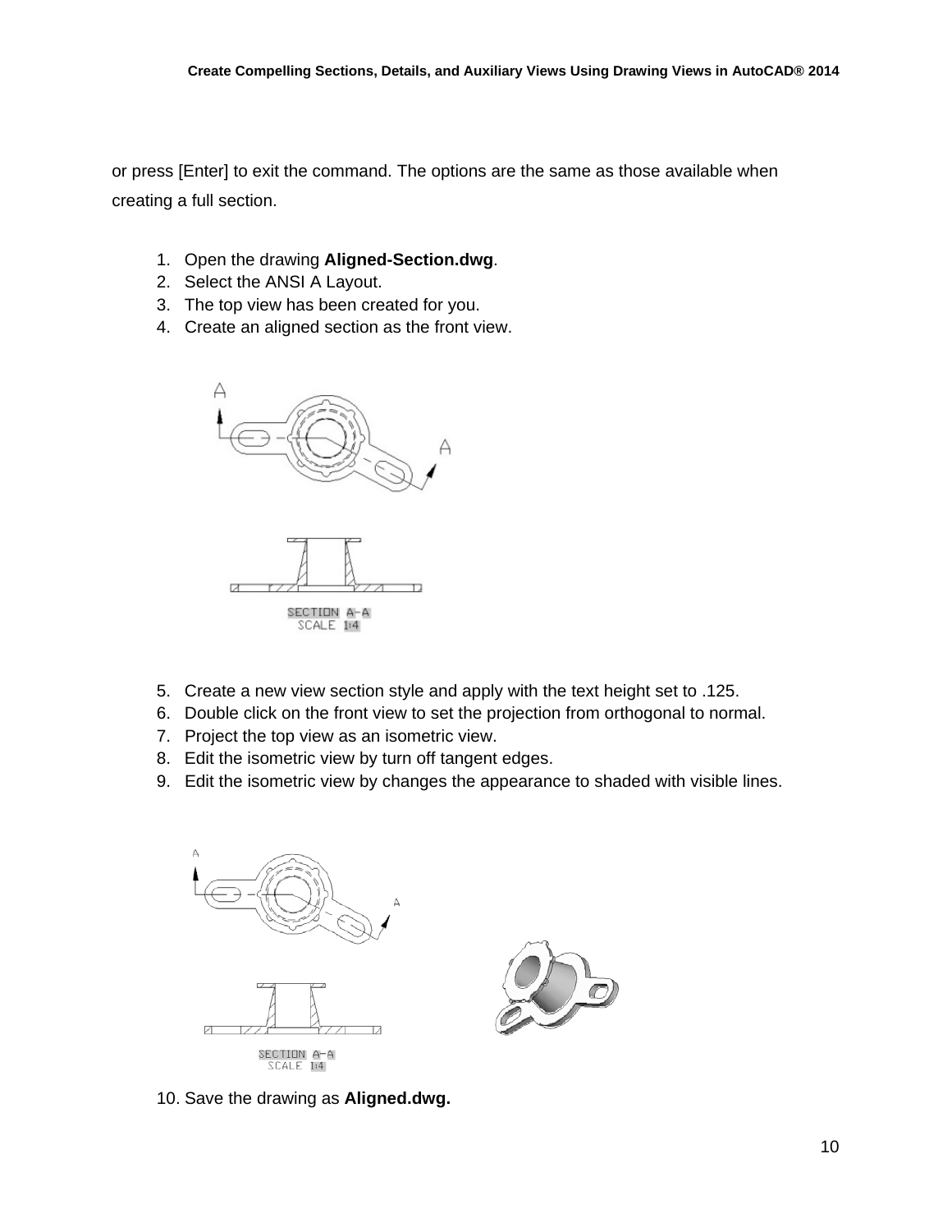or press [Enter] to exit the command. The options are the same as those available when creating a full section.

1. Open the drawing **Aligned-Section.dwg**.
2. Select the ANSI A Layout.
3. The top view has been created for you.
4. Create an aligned section as the front view.

SECTION A-A
SCALE 1:4

5. Create a new view section style and apply with the text height set to .125.
6. Double click on the front view to set the projection from orthogonal to normal.
7. Project the top view as an isometric view.
8. Edit the isometric view by turn off tangent edges.
9. Edit the isometric view by changes the appearance to shaded with visible lines.

SECTION A-A
SCALE 1:4

10. Save the drawing as **Aligned.dwg.**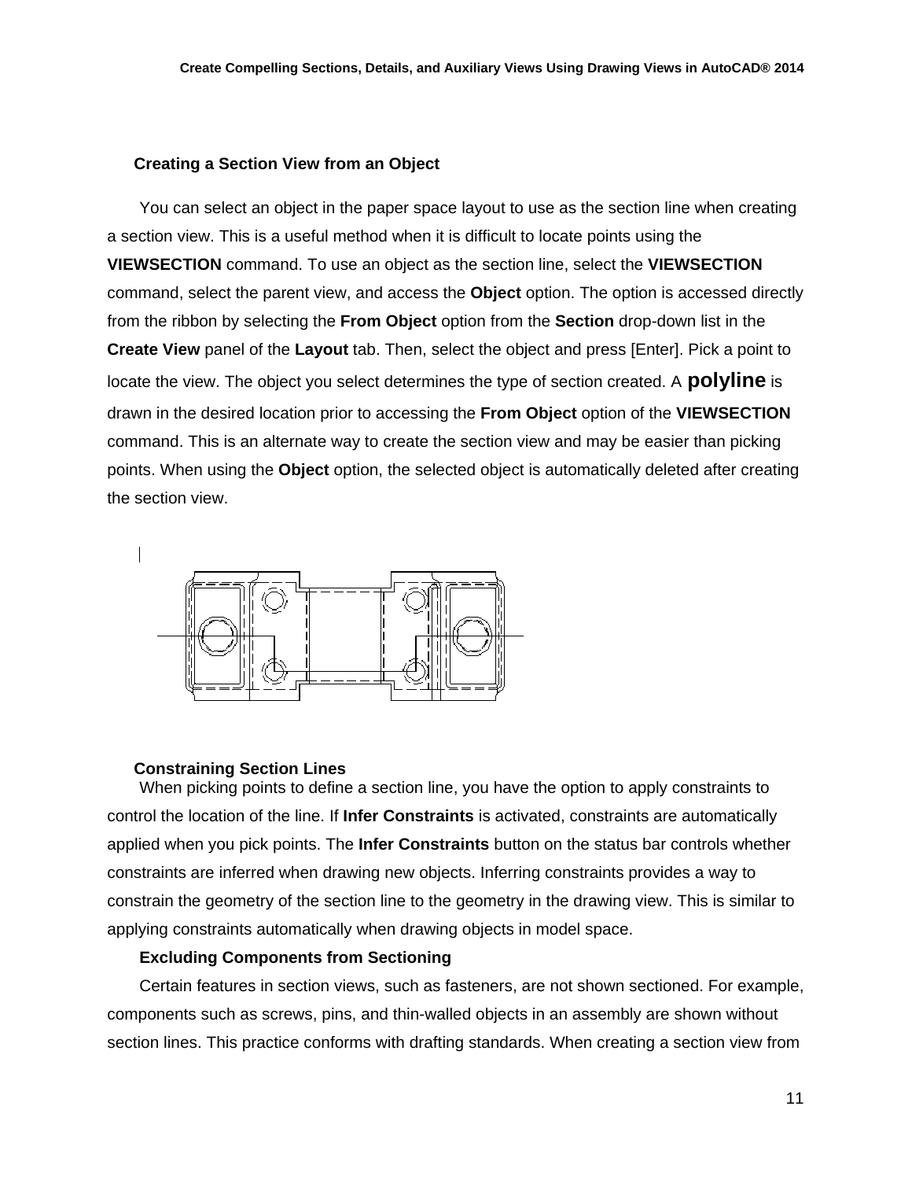### Creating a Section View from an Object

You can select an object in the paper space layout to use as the section line when creating a section view. This is a useful method when it is difficult to locate points using the **VIEWSECTION** command. To use an object as the section line, select the **VIEWSECTION** command, select the parent view, and access the **Object** option. The option is accessed directly from the ribbon by selecting the **From Object** option from the **Section** drop-down list in the **Create View** panel of the **Layout** tab. Then, select the object and press [Enter]. Pick a point to locate the view. The object you select determines the type of section created. A **polyline** is drawn in the desired location prior to accessing the **From Object** option of the **VIEWSECTION** command. This is an alternate way to create the section view and may be easier than picking points. When using the **Object** option, the selected object is automatically deleted after creating the section view.

### Constraining Section Lines

When picking points to define a section line, you have the option to apply constraints to control the location of the line. If **Infer Constraints** is activated, constraints are automatically applied when you pick points. The **Infer Constraints** button on the status bar controls whether constraints are inferred when drawing new objects. Inferring constraints provides a way to constrain the geometry of the section line to the geometry in the drawing view. This is similar to applying constraints automatically when drawing objects in model space.

### Excluding Components from Sectioning

Certain features in section views, such as fasteners, are not shown sectioned. For example, components such as screws, pins, and thin-walled objects in an assembly are shown without section lines. This practice conforms with drafting standards. When creating a section view from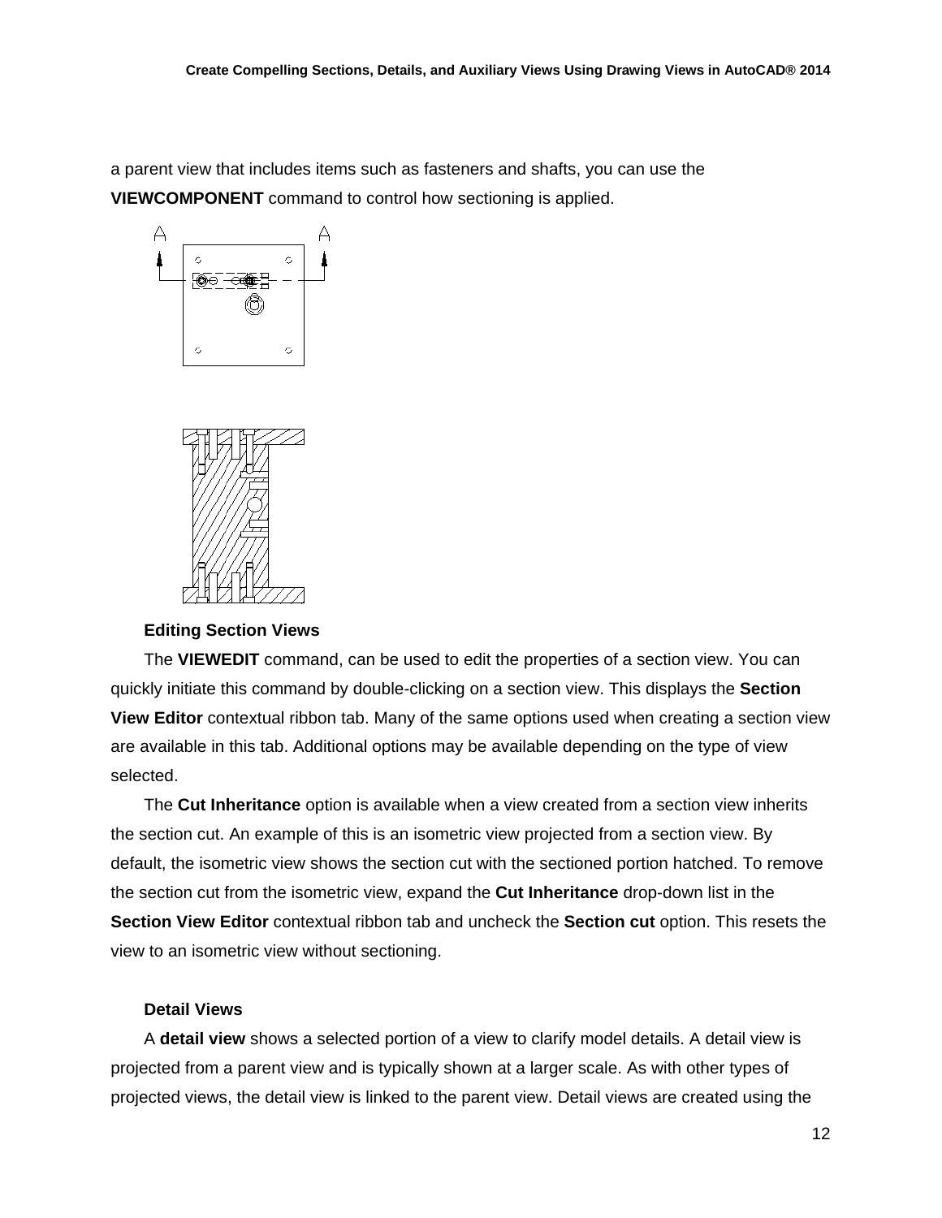a parent view that includes items such as fasteners and shafts, you can use the **VIEWCOMPONENT** command to control how sectioning is applied.

### Editing Section Views

The **VIEWEDIT** command, can be used to edit the properties of a section view. You can quickly initiate this command by double-clicking on a section view. This displays the **Section View Editor** contextual ribbon tab. Many of the same options used when creating a section view are available in this tab. Additional options may be available depending on the type of view selected.

The **Cut Inheritance** option is available when a view created from a section view inherits the section cut. An example of this is an isometric view projected from a section view. By default, the isometric view shows the section cut with the sectioned portion hatched. To remove the section cut from the isometric view, expand the **Cut Inheritance** drop-down list in the **Section View Editor** contextual ribbon tab and uncheck the **Section cut** option. This resets the view to an isometric view without sectioning.

### Detail Views

A **detail view** shows a selected portion of a view to clarify model details. A detail view is projected from a parent view and is typically shown at a larger scale. As with other types of projected views, the detail view is linked to the parent view. Detail views are created using the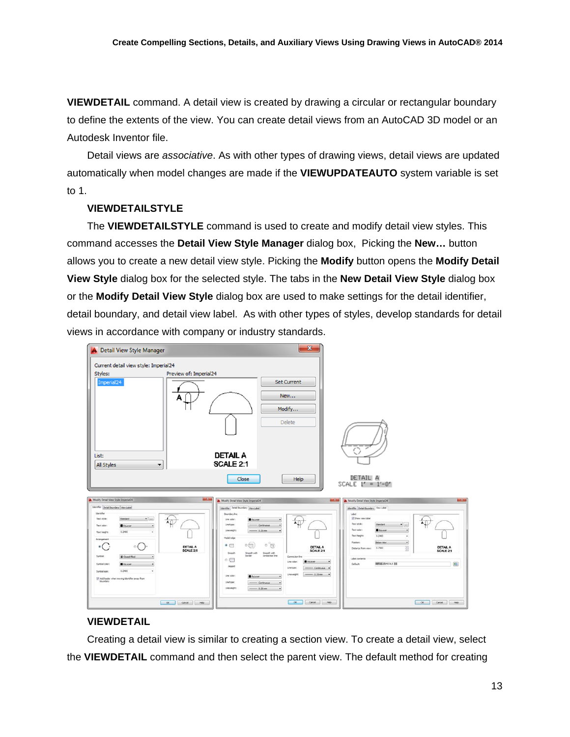**VIEWDETAIL** command. A detail view is created by drawing a circular or rectangular boundary to define the extents of the view. You can create detail views from an AutoCAD 3D model or an Autodesk Inventor file.

Detail views are *associative*. As with other types of drawing views, detail views are updated automatically when model changes are made if the **VIEWUPDATEAUTO** system variable is set to 1.

**VIEWDETAILSTYLE**

The **VIEWDETAILSTYLE** command is used to create and modify detail view styles. This command accesses the **Detail View Style Manager** dialog box, Picking the **New…** button allows you to create a new detail view style. Picking the **Modify** button opens the **Modify Detail View Style** dialog box for the selected style. The tabs in the **New Detail View Style** dialog box or the **Modify Detail View Style** dialog box are used to make settings for the detail identifier, detail boundary, and detail view label. As with other types of styles, develop standards for detail views in accordance with company or industry standards.

**VIEWDETAIL**

Creating a detail view is similar to creating a section view. To create a detail view, select the **VIEWDETAIL** command and then select the parent view. The default method for creating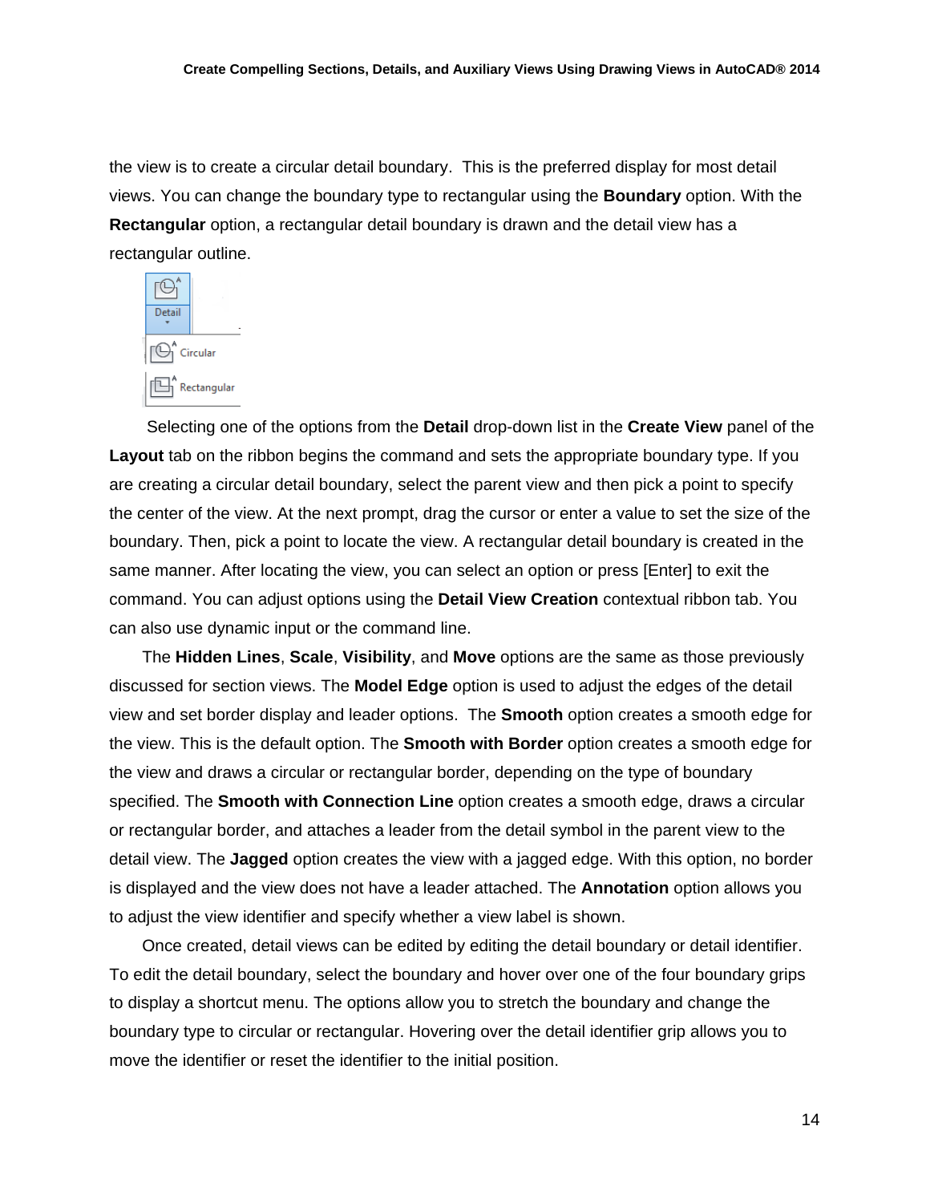the view is to create a circular detail boundary. This is the preferred display for most detail views. You can change the boundary type to rectangular using the **Boundary** option. With the **Rectangular** option, a rectangular detail boundary is drawn and the detail view has a rectangular outline.

Selecting one of the options from the **Detail** drop-down list in the **Create View** panel of the **Layout** tab on the ribbon begins the command and sets the appropriate boundary type. If you are creating a circular detail boundary, select the parent view and then pick a point to specify the center of the view. At the next prompt, drag the cursor or enter a value to set the size of the boundary. Then, pick a point to locate the view. A rectangular detail boundary is created in the same manner. After locating the view, you can select an option or press [Enter] to exit the command. You can adjust options using the **Detail View Creation** contextual ribbon tab. You can also use dynamic input or the command line.

The **Hidden Lines**, **Scale**, **Visibility**, and **Move** options are the same as those previously discussed for section views. The **Model Edge** option is used to adjust the edges of the detail view and set border display and leader options. The **Smooth** option creates a smooth edge for the view. This is the default option. The **Smooth with Border** option creates a smooth edge for the view and draws a circular or rectangular border, depending on the type of boundary specified. The **Smooth with Connection Line** option creates a smooth edge, draws a circular or rectangular border, and attaches a leader from the detail symbol in the parent view to the detail view. The **Jagged** option creates the view with a jagged edge. With this option, no border is displayed and the view does not have a leader attached. The **Annotation** option allows you to adjust the view identifier and specify whether a view label is shown.

Once created, detail views can be edited by editing the detail boundary or detail identifier. To edit the detail boundary, select the boundary and hover over one of the four boundary grips to display a shortcut menu. The options allow you to stretch the boundary and change the boundary type to circular or rectangular. Hovering over the detail identifier grip allows you to move the identifier or reset the identifier to the initial position.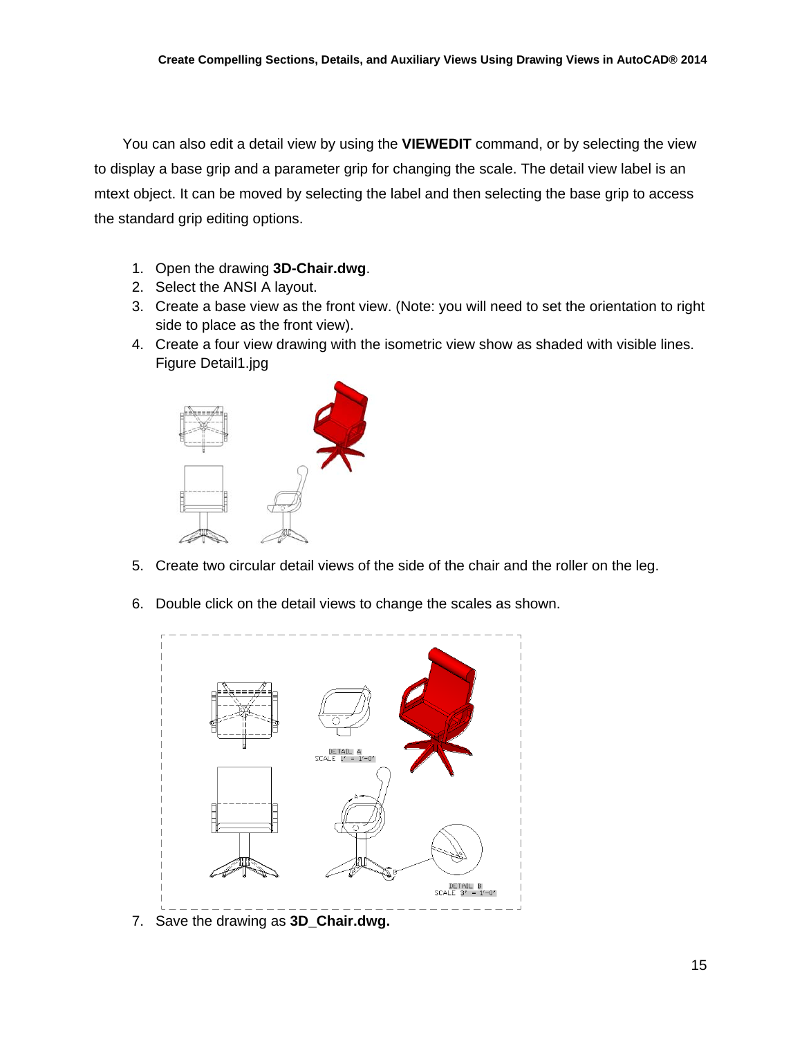You can also edit a detail view by using the **VIEWEDIT** command, or by selecting the view to display a base grip and a parameter grip for changing the scale. The detail view label is an mtext object. It can be moved by selecting the label and then selecting the base grip to access the standard grip editing options.

1. Open the drawing **3D-Chair.dwg**.
2. Select the ANSI A layout.
3. Create a base view as the front view. (Note: you will need to set the orientation to right side to place as the front view).
4. Create a four view drawing with the isometric view show as shaded with visible lines. Figure Detail1.jpg

5. Create two circular detail views of the side of the chair and the roller on the leg.

6. Double click on the detail views to change the scales as shown.

7. Save the drawing as **3D_Chair.dwg.**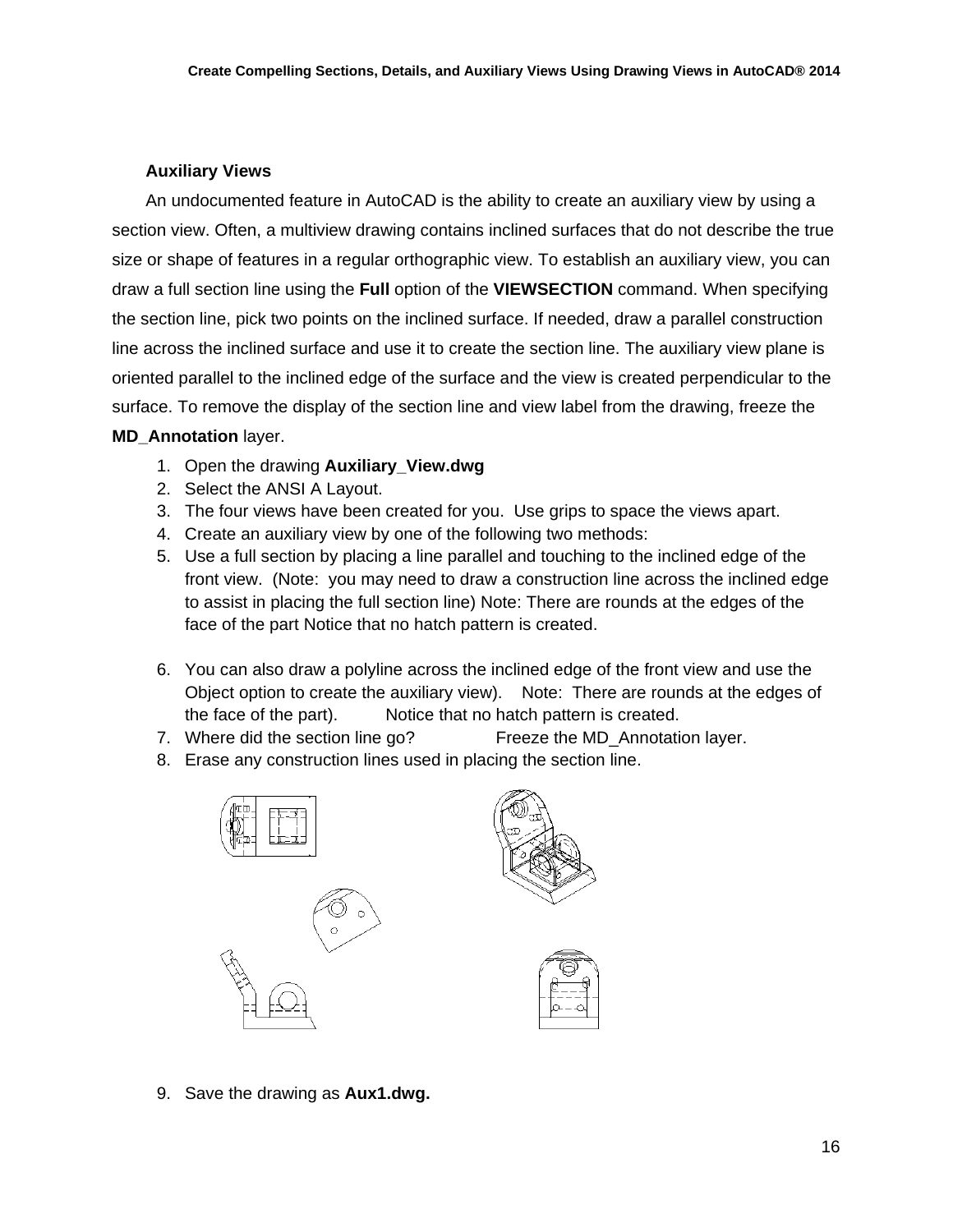### Auxiliary Views

An undocumented feature in AutoCAD is the ability to create an auxiliary view by using a section view. Often, a multiview drawing contains inclined surfaces that do not describe the true size or shape of features in a regular orthographic view. To establish an auxiliary view, you can draw a full section line using the **Full** option of the **VIEWSECTION** command. When specifying the section line, pick two points on the inclined surface. If needed, draw a parallel construction line across the inclined surface and use it to create the section line. The auxiliary view plane is oriented parallel to the inclined edge of the surface and the view is created perpendicular to the surface. To remove the display of the section line and view label from the drawing, freeze the **MD_Annotation** layer.

1. Open the drawing **Auxiliary_View.dwg**
2. Select the ANSI A Layout.
3. The four views have been created for you. Use grips to space the views apart.
4. Create an auxiliary view by one of the following two methods:
5. Use a full section by placing a line parallel and touching to the inclined edge of the front view. (Note: you may need to draw a construction line across the inclined edge to assist in placing the full section line) Note: There are rounds at the edges of the face of the part Notice that no hatch pattern is created.

6. You can also draw a polyline across the inclined edge of the front view and use the Object option to create the auxiliary view). Note: There are rounds at the edges of the face of the part). Notice that no hatch pattern is created.
7. Where did the section line go? Freeze the MD_Annotation layer.
8. Erase any construction lines used in placing the section line.

9. Save the drawing as **Aux1.dwg.**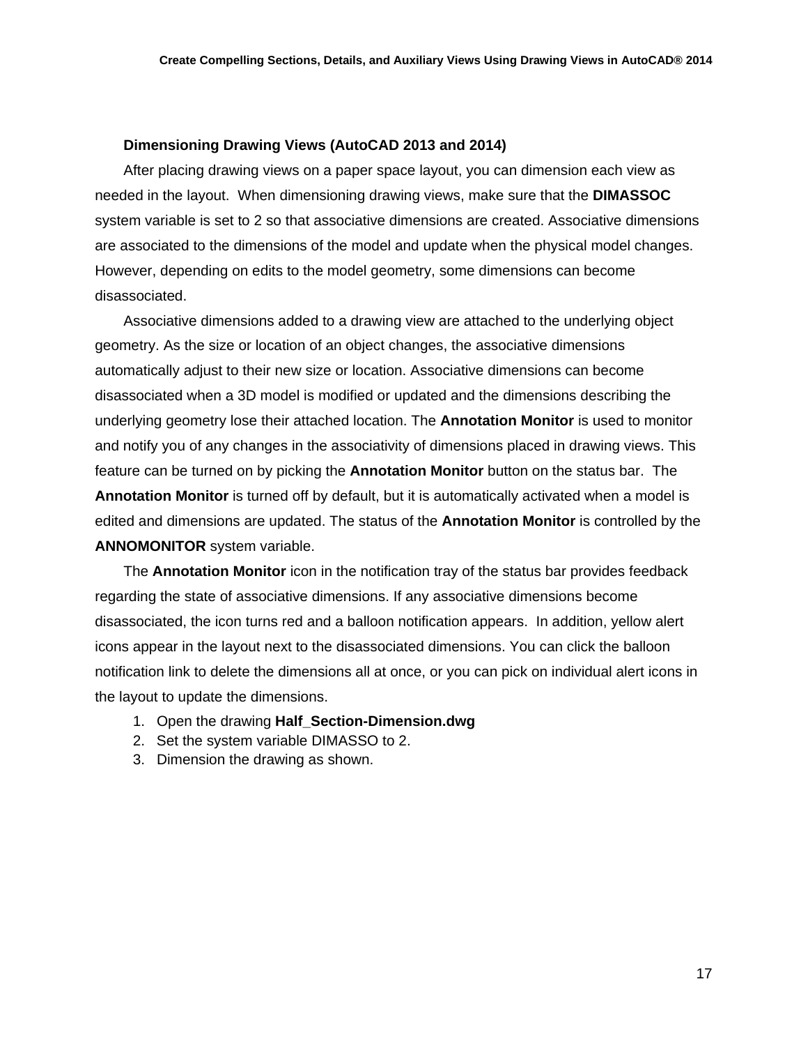### Dimensioning Drawing Views (AutoCAD 2013 and 2014)

After placing drawing views on a paper space layout, you can dimension each view as needed in the layout. When dimensioning drawing views, make sure that the **DIMASSOC** system variable is set to 2 so that associative dimensions are created. Associative dimensions are associated to the dimensions of the model and update when the physical model changes. However, depending on edits to the model geometry, some dimensions can become disassociated.

Associative dimensions added to a drawing view are attached to the underlying object geometry. As the size or location of an object changes, the associative dimensions automatically adjust to their new size or location. Associative dimensions can become disassociated when a 3D model is modified or updated and the dimensions describing the underlying geometry lose their attached location. The **Annotation Monitor** is used to monitor and notify you of any changes in the associativity of dimensions placed in drawing views. This feature can be turned on by picking the **Annotation Monitor** button on the status bar. The **Annotation Monitor** is turned off by default, but it is automatically activated when a model is edited and dimensions are updated. The status of the **Annotation Monitor** is controlled by the **ANNOMONITOR** system variable.

The **Annotation Monitor** icon in the notification tray of the status bar provides feedback regarding the state of associative dimensions. If any associative dimensions become disassociated, the icon turns red and a balloon notification appears. In addition, yellow alert icons appear in the layout next to the disassociated dimensions. You can click the balloon notification link to delete the dimensions all at once, or you can pick on individual alert icons in the layout to update the dimensions.

1. Open the drawing **Half_Section-Dimension.dwg**
2. Set the system variable DIMASSO to 2.
3. Dimension the drawing as shown.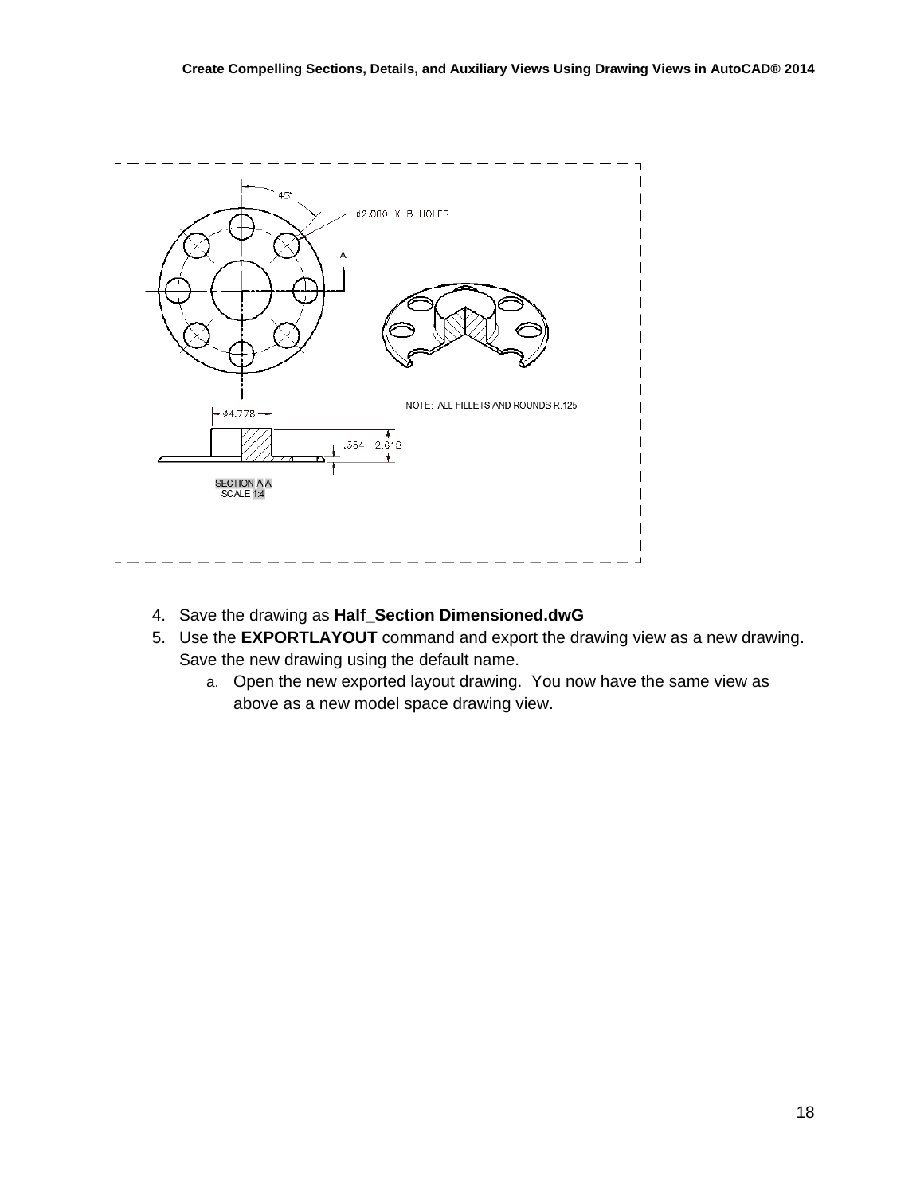45°

ø2.000 X 8 HOLES

A

NOTE: ALL FILLETS AND ROUNDS R.125

ø4.778

.354

2.618

SECTION A-A
SCALE 1:4

4. Save the drawing as **Half_Section Dimensioned.dwG**
5. Use the **EXPORTLAYOUT** command and export the drawing view as a new drawing. Save the new drawing using the default name.
    a. Open the new exported layout drawing. You now have the same view as above as a new model space drawing view.